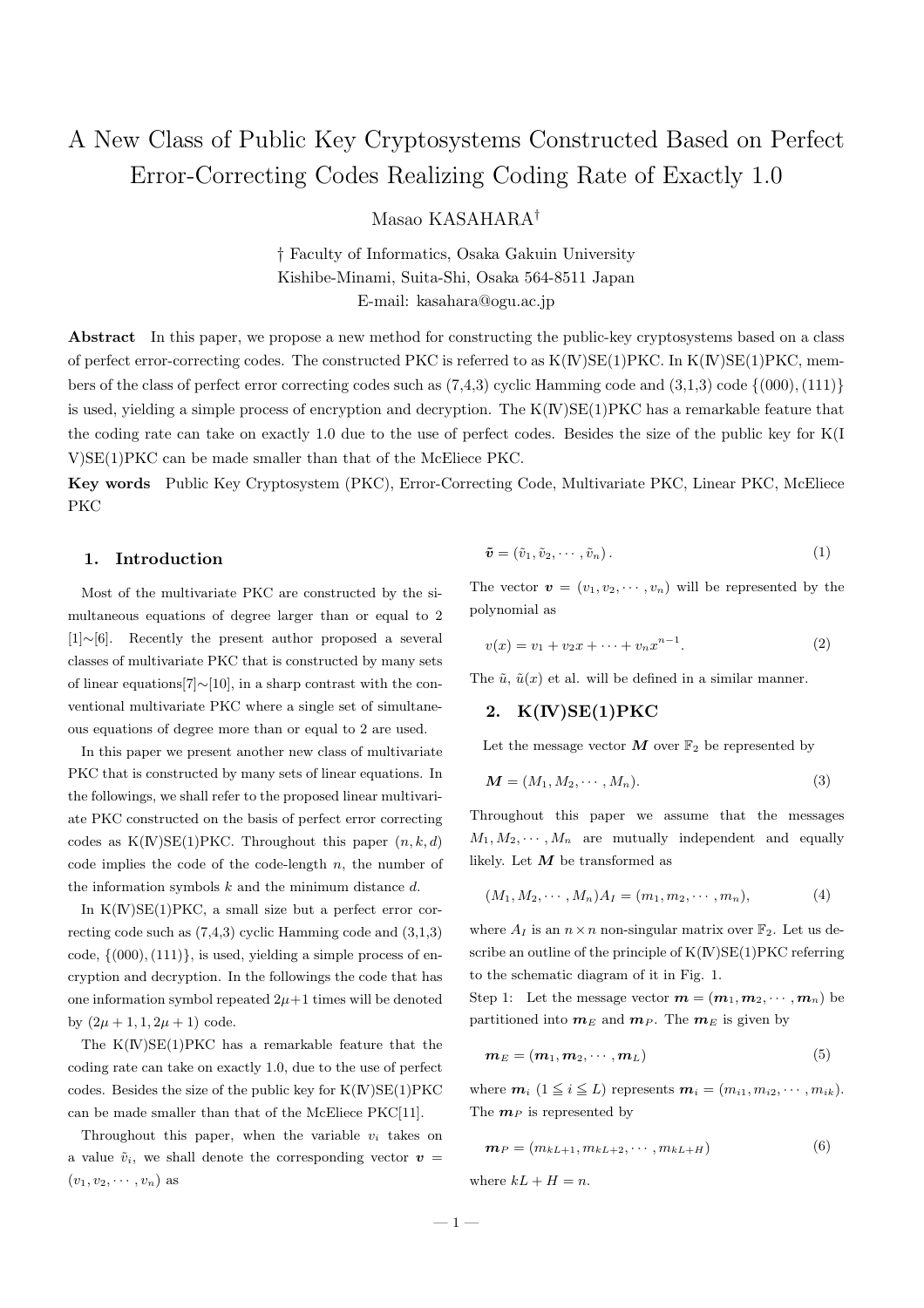# A New Class of Public Key Cryptosystems Constructed Based on Perfect Error-Correcting Codes Realizing Coding Rate of Exactly 1.0

Masao KASAHARA†

† Faculty of Informatics, Osaka Gakuin University
Kishibe-Minami, Suita-Shi, Osaka 564-8511 Japan
E-mail: kasahara@ogu.ac.jp

**Abstract** In this paper, we propose a new method for constructing the public-key cryptosystems based on a class of perfect error-correcting codes. The constructed PKC is referred to as K(Ⅳ)SE(1)PKC. In K(Ⅳ)SE(1)PKC, members of the class of perfect error correcting codes such as (7,4,3) cyclic Hamming code and (3,1,3) code $\{(000), (111)\}$ is used, yielding a simple process of encryption and decryption. The K(Ⅳ)SE(1)PKC has a remarkable feature that the coding rate can take on exactly 1.0 due to the use of perfect codes. Besides the size of the public key for K(I V)SE(1)PKC can be made smaller than that of the McEliece PKC.

**Key words** Public Key Cryptosystem (PKC), Error-Correcting Code, Multivariate PKC, Linear PKC, McEliece PKC

## 1. Introduction

Most of the multivariate PKC are constructed by the simultaneous equations of degree larger than or equal to 2 [1]∼[6]. Recently the present author proposed a several classes of multivariate PKC that is constructed by many sets of linear equations[7]∼[10], in a sharp contrast with the conventional multivariate PKC where a single set of simultaneous equations of degree more than or equal to 2 are used.

In this paper we present another new class of multivariate PKC that is constructed by many sets of linear equations. In the followings, we shall refer to the proposed linear multivariate PKC constructed on the basis of perfect error correcting codes as K(Ⅳ)SE(1)PKC. Throughout this paper $(n, k, d)$ code implies the code of the code-length $n$, the number of the information symbols $k$ and the minimum distance $d$.

In K(Ⅳ)SE(1)PKC, a small size but a perfect error correcting code such as (7,4,3) cyclic Hamming code and (3,1,3) code, $\{(000), (111)\}$, is used, yielding a simple process of encryption and decryption. In the followings the code that has one information symbol repeated $2\mu+1$ times will be denoted by $(2\mu + 1, 1, 2\mu + 1)$ code.

The K(Ⅳ)SE(1)PKC has a remarkable feature that the coding rate can take on exactly 1.0, due to the use of perfect codes. Besides the size of the public key for K(Ⅳ)SE(1)PKC can be made smaller than that of the McEliece PKC[11].

Throughout this paper, when the variable $v_i$ takes on a value $\tilde{v}_i$, we shall denote the corresponding vector $\boldsymbol{v} = (v_1, v_2, \cdots, v_n)$ as

$$\tilde{\boldsymbol{v}} = (\tilde{v}_1, \tilde{v}_2, \cdots, \tilde{v}_n). \tag{1}$$

The vector $\boldsymbol{v} = (v_1, v_2, \cdots, v_n)$ will be represented by the polynomial as

$$v(x) = v_1 + v_2 x + \cdots + v_n x^{n-1}. \tag{2}$$

The $\tilde{u}$, $\tilde{u}(x)$ et al. will be defined in a similar manner.

## 2. K(Ⅳ)SE(1)PKC

Let the message vector $\boldsymbol{M}$ over $\mathbb{F}_2$ be represented by

$$\boldsymbol{M} = (M_1, M_2, \cdots, M_n). \tag{3}$$

Throughout this paper we assume that the messages $M_1, M_2, \cdots, M_n$ are mutually independent and equally likely. Let $\boldsymbol{M}$ be transformed as

$$(M_1, M_2, \cdots, M_n)A_I = (m_1, m_2, \cdots, m_n), \tag{4}$$

where $A_I$ is an $n \times n$ non-singular matrix over $\mathbb{F}_2$. Let us describe an outline of the principle of K(Ⅳ)SE(1)PKC referring to the schematic diagram of it in Fig. 1.

Step 1: Let the message vector $\boldsymbol{m} = (\boldsymbol{m}_1, \boldsymbol{m}_2, \cdots, \boldsymbol{m}_n)$ be partitioned into $\boldsymbol{m}_E$ and $\boldsymbol{m}_P$. The $\boldsymbol{m}_E$ is given by

$$\boldsymbol{m}_E = (\boldsymbol{m}_1, \boldsymbol{m}_2, \cdots, \boldsymbol{m}_L) \tag{5}$$

where $\boldsymbol{m}_i$ $(1 \leqq i \leqq L)$ represents $\boldsymbol{m}_i = (m_{i1}, m_{i2}, \cdots, m_{ik})$. The $\boldsymbol{m}_P$ is represented by

$$\boldsymbol{m}_P = (m_{kL+1}, m_{kL+2}, \cdots, m_{kL+H}) \tag{6}$$

where $kL + H = n$.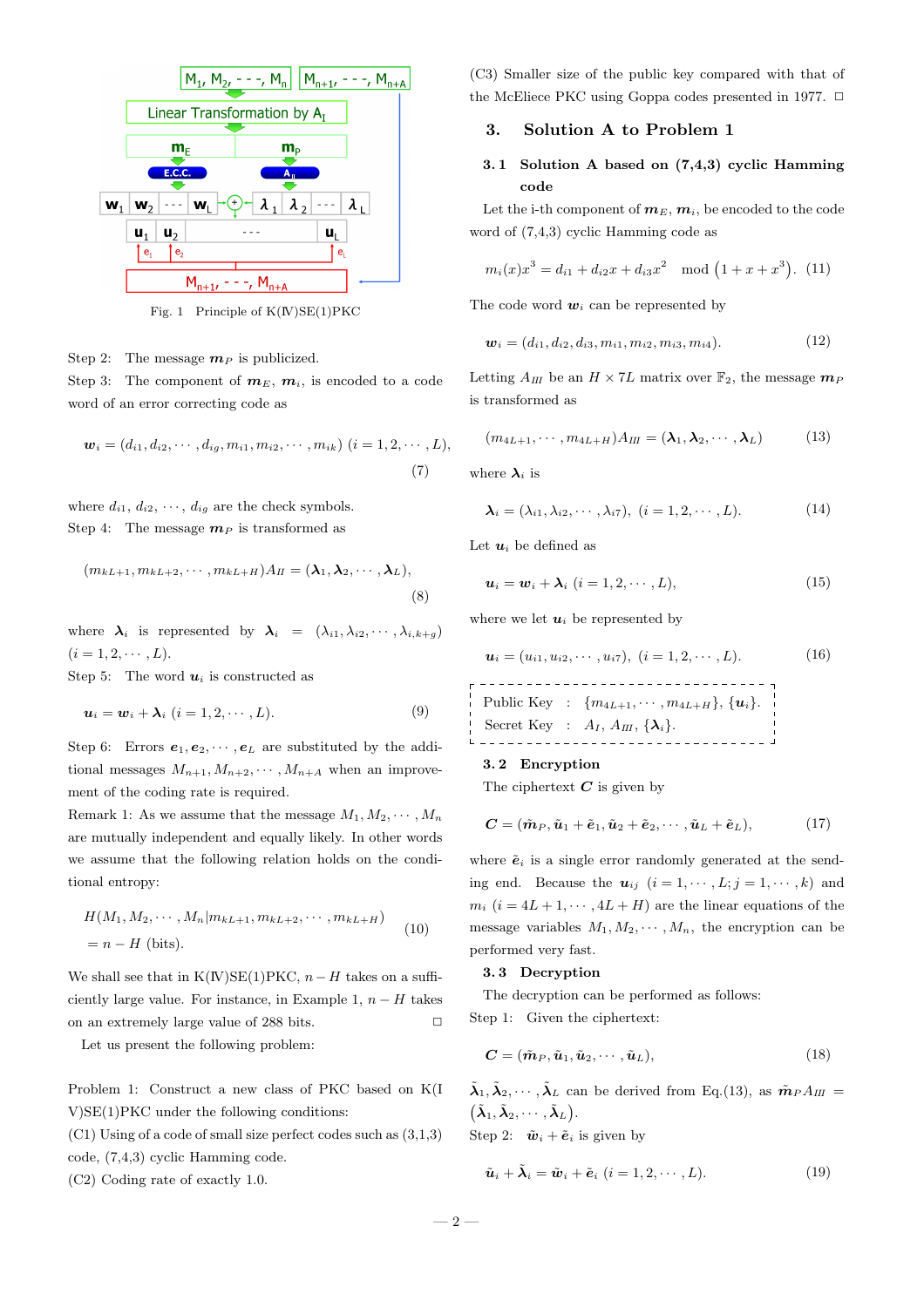Fig. 1 Principle of K(Ⅳ)SE(1)PKC

Step 2: The message $\boldsymbol{m}_P$ is publicized.

Step 3: The component of $\boldsymbol{m}_E$, $\boldsymbol{m}_i$, is encoded to a code word of an error correcting code as

$$\boldsymbol{w}_i = (d_{i1}, d_{i2}, \cdots, d_{ig}, m_{i1}, m_{i2}, \cdots, m_{ik})\ (i = 1, 2, \cdots, L), \tag{7}$$

where $d_{i1}, d_{i2}, \cdots, d_{ig}$ are the check symbols.

Step 4: The message $\boldsymbol{m}_P$ is transformed as

$$(m_{kL+1}, m_{kL+2}, \cdots, m_{kL+H})A_{II} = (\boldsymbol{\lambda}_1, \boldsymbol{\lambda}_2, \cdots, \boldsymbol{\lambda}_L), \tag{8}$$

where $\boldsymbol{\lambda}_i$ is represented by $\boldsymbol{\lambda}_i = (\lambda_{i1}, \lambda_{i2}, \cdots, \lambda_{i,k+g})$ $(i = 1, 2, \cdots, L)$.

Step 5: The word $\boldsymbol{u}_i$ is constructed as

$$\boldsymbol{u}_i = \boldsymbol{w}_i + \boldsymbol{\lambda}_i\ (i = 1, 2, \cdots, L). \tag{9}$$

Step 6: Errors $\boldsymbol{e}_1, \boldsymbol{e}_2, \cdots, \boldsymbol{e}_L$ are substituted by the additional messages $M_{n+1}, M_{n+2}, \cdots, M_{n+A}$ when an improvement of the coding rate is required.

Remark 1: As we assume that the message $M_1, M_2, \cdots, M_n$ are mutually independent and equally likely. In other words we assume that the following relation holds on the conditional entropy:

$$H(M_1, M_2, \cdots, M_n | m_{kL+1}, m_{kL+2}, \cdots, m_{kL+H}) = n - H \text{ (bits)}. \tag{10}$$

We shall see that in K(Ⅳ)SE(1)PKC, $n - H$ takes on a sufficiently large value. For instance, in Example 1, $n - H$ takes on an extremely large value of 288 bits. □

Let us present the following problem:

Problem 1: Construct a new class of PKC based on K(IV)SE(1)PKC under the following conditions:

(C1) Using of a code of small size perfect codes such as (3,1,3) code, (7,4,3) cyclic Hamming code.

(C2) Coding rate of exactly 1.0.

(C3) Smaller size of the public key compared with that of the McEliece PKC using Goppa codes presented in 1977. □

## 3. Solution A to Problem 1

### 3.1 Solution A based on (7,4,3) cyclic Hamming code

Let the i-th component of $\boldsymbol{m}_E$, $\boldsymbol{m}_i$, be encoded to the code word of (7,4,3) cyclic Hamming code as

$$m_i(x)x^3 = d_{i1} + d_{i2}x + d_{i3}x^2 \mod (1 + x + x^3). \tag{11}$$

The code word $\boldsymbol{w}_i$ can be represented by

$$\boldsymbol{w}_i = (d_{i1}, d_{i2}, d_{i3}, m_{i1}, m_{i2}, m_{i3}, m_{i4}). \tag{12}$$

Letting $A_{III}$ be an $H \times 7L$ matrix over $\mathbb{F}_2$, the message $\boldsymbol{m}_P$ is transformed as

$$(m_{4L+1}, \cdots, m_{4L+H})A_{III} = (\boldsymbol{\lambda}_1, \boldsymbol{\lambda}_2, \cdots, \boldsymbol{\lambda}_L) \tag{13}$$

where $\boldsymbol{\lambda}_i$ is

$$\boldsymbol{\lambda}_i = (\lambda_{i1}, \lambda_{i2}, \cdots, \lambda_{i7}),\ (i = 1, 2, \cdots, L). \tag{14}$$

Let $\boldsymbol{u}_i$ be defined as

$$\boldsymbol{u}_i = \boldsymbol{w}_i + \boldsymbol{\lambda}_i\ (i = 1, 2, \cdots, L), \tag{15}$$

where we let $\boldsymbol{u}_i$ be represented by

$$\boldsymbol{u}_i = (u_{i1}, u_{i2}, \cdots, u_{i7}),\ (i = 1, 2, \cdots, L). \tag{16}$$

Public Key : $\{m_{4L+1}, \cdots, m_{4L+H}\}$, $\{\boldsymbol{u}_i\}$.

Secret Key : $A_I$, $A_{III}$, $\{\boldsymbol{\lambda}_i\}$.

### 3.2 Encryption

The ciphertext $\boldsymbol{C}$ is given by

$$\boldsymbol{C} = (\tilde{\boldsymbol{m}}_P, \tilde{\boldsymbol{u}}_1 + \tilde{\boldsymbol{e}}_1, \tilde{\boldsymbol{u}}_2 + \tilde{\boldsymbol{e}}_2, \cdots, \tilde{\boldsymbol{u}}_L + \tilde{\boldsymbol{e}}_L), \tag{17}$$

where $\tilde{\boldsymbol{e}}_i$ is a single error randomly generated at the sending end. Because the $\boldsymbol{u}_{ij}$ $(i = 1, \cdots, L; j = 1, \cdots, k)$ and $m_i$ $(i = 4L+1, \cdots, 4L+H)$ are the linear equations of the message variables $M_1, M_2, \cdots, M_n$, the encryption can be performed very fast.

### 3.3 Decryption

The decryption can be performed as follows:

Step 1: Given the ciphertext:

$$\boldsymbol{C} = (\tilde{\boldsymbol{m}}_P, \tilde{\boldsymbol{u}}_1, \tilde{\boldsymbol{u}}_2, \cdots, \tilde{\boldsymbol{u}}_L), \tag{18}$$

$\tilde{\boldsymbol{\lambda}}_1, \tilde{\boldsymbol{\lambda}}_2, \cdots, \tilde{\boldsymbol{\lambda}}_L$ can be derived from Eq.(13), as $\tilde{\boldsymbol{m}}_P A_{III} = (\tilde{\boldsymbol{\lambda}}_1, \tilde{\boldsymbol{\lambda}}_2, \cdots, \tilde{\boldsymbol{\lambda}}_L)$.

Step 2: $\tilde{\boldsymbol{w}}_i + \tilde{\boldsymbol{e}}_i$ is given by

$$\tilde{\boldsymbol{u}}_i + \tilde{\boldsymbol{\lambda}}_i = \tilde{\boldsymbol{w}}_i + \tilde{\boldsymbol{e}}_i\ (i = 1, 2, \cdots, L). \tag{19}$$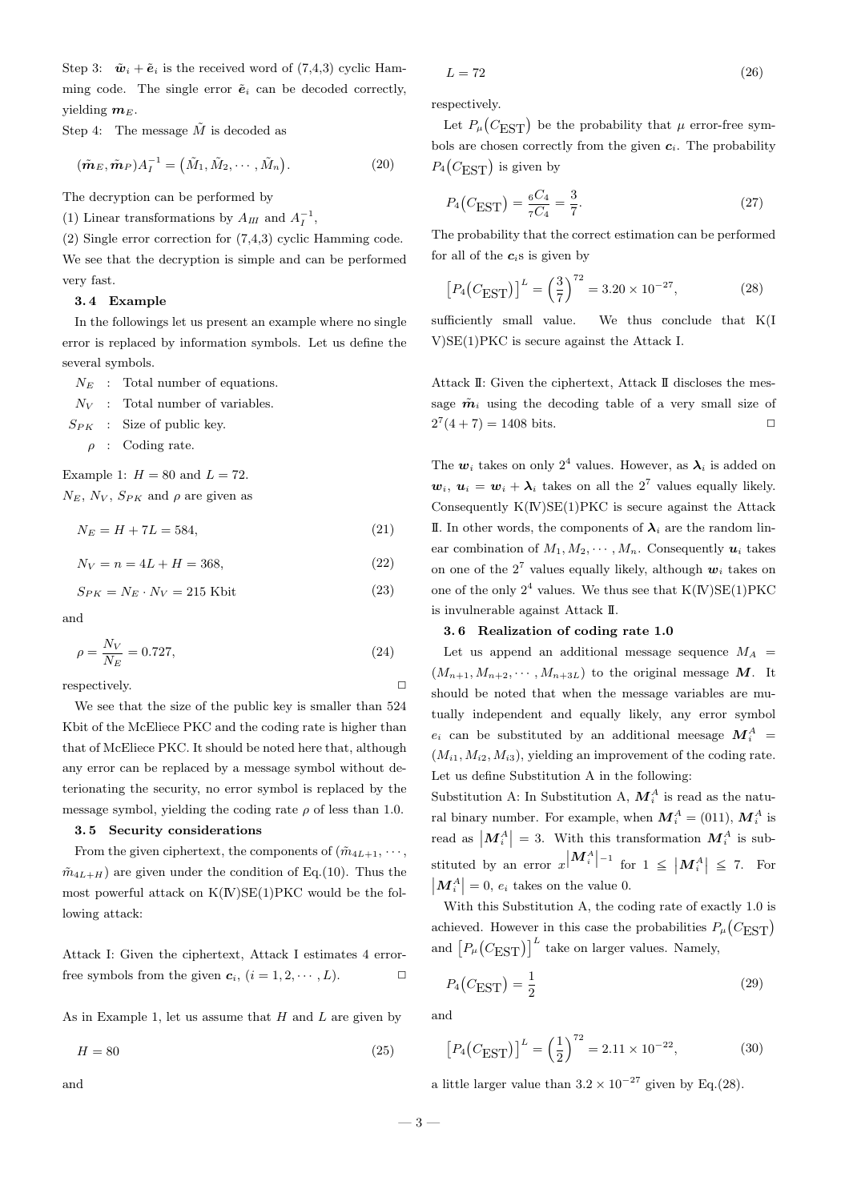Step 3: $\tilde{\boldsymbol{w}}_i + \tilde{\boldsymbol{e}}_i$ is the received word of (7,4,3) cyclic Hamming code. The single error $\tilde{\boldsymbol{e}}_i$ can be decoded correctly, yielding $\boldsymbol{m}_E$.

Step 4: The message $\tilde{M}$ is decoded as

$$(\tilde{\boldsymbol{m}}_E, \tilde{\boldsymbol{m}}_P)A_I^{-1} = \left(\tilde{M}_1, \tilde{M}_2, \cdots, \tilde{M}_n\right). \tag{20}$$

The decryption can be performed by

(1) Linear transformations by $A_{III}$ and $A_I^{-1}$,

(2) Single error correction for (7,4,3) cyclic Hamming code.

We see that the decryption is simple and can be performed very fast.

### 3.4 Example

In the followings let us present an example where no single error is replaced by information symbols. Let us define the several symbols.

$N_E$ : Total number of equations.

$N_V$ : Total number of variables.

$S_{PK}$ : Size of public key.

$\rho$ : Coding rate.

Example 1: $H = 80$ and $L = 72$.

$N_E$, $N_V$, $S_{PK}$ and $\rho$ are given as

$$N_E = H + 7L = 584, \tag{21}$$

$$N_V = n = 4L + H = 368, \tag{22}$$

$$S_{PK} = N_E \cdot N_V = 215 \text{ Kbit} \tag{23}$$

and

$$\rho = \frac{N_V}{N_E} = 0.727, \tag{24}$$

respectively. □

We see that the size of the public key is smaller than 524 Kbit of the McEliece PKC and the coding rate is higher than that of McEliece PKC. It should be noted here that, although any error can be replaced by a message symbol without deterionating the security, no error symbol is replaced by the message symbol, yielding the coding rate $\rho$ of less than 1.0.

### 3.5 Security considerations

From the given ciphertext, the components of $(\tilde{m}_{4L+1}, \cdots, \tilde{m}_{4L+H})$ are given under the condition of Eq.(10). Thus the most powerful attack on K(Ⅳ)SE(1)PKC would be the following attack:

Attack I: Given the ciphertext, Attack I estimates 4 error-free symbols from the given $\boldsymbol{c}_i$, $(i = 1, 2, \cdots, L)$. □

As in Example 1, let us assume that $H$ and $L$ are given by

$$H = 80 \tag{25}$$

and

$$L = 72 \tag{26}$$

respectively.

Let $P_\mu\left(C_{\text{EST}}\right)$ be the probability that $\mu$ error-free symbols are chosen correctly from the given $\boldsymbol{c}_i$. The probability $P_4\left(C_{\text{EST}}\right)$ is given by

$$P_4\left(C_{\text{EST}}\right) = \frac{{}_6C_4}{{}_7C_4} = \frac{3}{7}. \tag{27}$$

The probability that the correct estimation can be performed for all of the $\boldsymbol{c}_i$s is given by

$$\left[P_4\left(C_{\text{EST}}\right)\right]^L = \left(\frac{3}{7}\right)^{72} = 3.20 \times 10^{-27}, \tag{28}$$

sufficiently small value. We thus conclude that K(IV)SE(1)PKC is secure against the Attack I.

Attack Ⅱ: Given the ciphertext, Attack Ⅱ discloses the message $\tilde{\boldsymbol{m}}_i$ using the decoding table of a very small size of $2^7(4 + 7) = 1408$ bits. □

The $\boldsymbol{w}_i$ takes on only $2^4$ values. However, as $\boldsymbol{\lambda}_i$ is added on $\boldsymbol{w}_i$, $\boldsymbol{u}_i = \boldsymbol{w}_i + \boldsymbol{\lambda}_i$ takes on all the $2^7$ values equally likely. Consequently K(Ⅳ)SE(1)PKC is secure against the Attack Ⅱ. In other words, the components of $\boldsymbol{\lambda}_i$ are the random linear combination of $M_1, M_2, \cdots, M_n$. Consequently $\boldsymbol{u}_i$ takes on one of the $2^7$ values equally likely, although $\boldsymbol{w}_i$ takes on one of the only $2^4$ values. We thus see that K(Ⅳ)SE(1)PKC is invulnerable against Attack Ⅱ.

### 3.6 Realization of coding rate 1.0

Let us append an additional message sequence $M_A = (M_{n+1}, M_{n+2}, \cdots, M_{n+3L})$ to the original message $\boldsymbol{M}$. It should be noted that when the message variables are mutually independent and equally likely, any error symbol $e_i$ can be substituted by an additional meesage $\boldsymbol{M}_i^A = (M_{i1}, M_{i2}, M_{i3})$, yielding an improvement of the coding rate. Let us define Substitution A in the following:

Substitution A: In Substitution A, $\boldsymbol{M}_i^A$ is read as the natural binary number. For example, when $\boldsymbol{M}_i^A = (011)$, $\boldsymbol{M}_i^A$ is read as $\left|\boldsymbol{M}_i^A\right| = 3$. With this transformation $\boldsymbol{M}_i^A$ is substituted by an error $x^{\left|\boldsymbol{M}_i^A\right|-1}$ for $1 \leq \left|\boldsymbol{M}_i^A\right| \leq 7$. For $\left|\boldsymbol{M}_i^A\right| = 0$, $e_i$ takes on the value 0.

With this Substitution A, the coding rate of exactly 1.0 is achieved. However in this case the probabilities $P_\mu\left(C_{\text{EST}}\right)$ and $\left[P_\mu\left(C_{\text{EST}}\right)\right]^L$ take on larger values. Namely,

$$P_4\left(C_{\text{EST}}\right) = \frac{1}{2} \tag{29}$$

and

$$\left[P_4\left(C_{\text{EST}}\right)\right]^L = \left(\frac{1}{2}\right)^{72} = 2.11 \times 10^{-22}, \tag{30}$$

a little larger value than $3.2 \times 10^{-27}$ given by Eq.(28).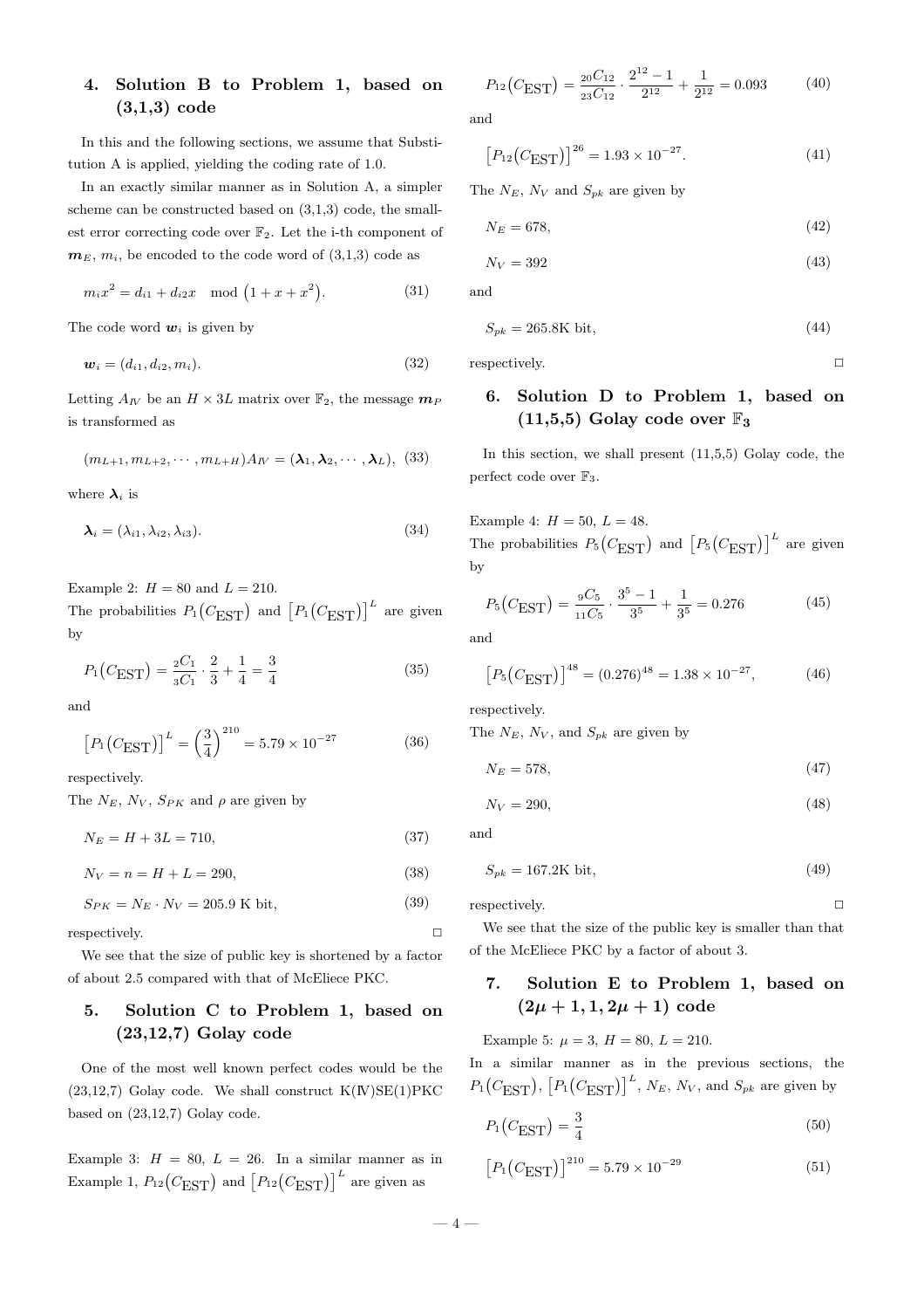## 4. Solution B to Problem 1, based on (3,1,3) code

In this and the following sections, we assume that Substitution A is applied, yielding the coding rate of 1.0.

In an exactly similar manner as in Solution A, a simpler scheme can be constructed based on (3,1,3) code, the smallest error correcting code over $\mathbb{F}_2$. Let the i-th component of $\boldsymbol{m}_E$, $m_i$, be encoded to the code word of (3,1,3) code as

$$m_i x^2 = d_{i1} + d_{i2}x \mod \left(1 + x + x^2\right). \tag{31}$$

The code word $\boldsymbol{w}_i$ is given by

$$\boldsymbol{w}_i = (d_{i1}, d_{i2}, m_i). \tag{32}$$

Letting $A_{IV}$ be an $H \times 3L$ matrix over $\mathbb{F}_2$, the message $\boldsymbol{m}_P$ is transformed as

$$(m_{L+1}, m_{L+2}, \cdots, m_{L+H})A_{IV} = (\boldsymbol{\lambda}_1, \boldsymbol{\lambda}_2, \cdots, \boldsymbol{\lambda}_L), \tag{33}$$

where $\boldsymbol{\lambda}_i$ is

$$\boldsymbol{\lambda}_i = (\lambda_{i1}, \lambda_{i2}, \lambda_{i3}). \tag{34}$$

Example 2: $H = 80$ and $L = 210$.
The probabilities $P_1\big(C_{\text{EST}}\big)$ and $\big[P_1\big(C_{\text{EST}}\big)\big]^L$ are given by

$$P_1\big(C_{\text{EST}}\big) = \frac{{}_2C_1}{{}_3C_1} \cdot \frac{2}{3} + \frac{1}{4} = \frac{3}{4} \tag{35}$$

and

$$\big[P_1\big(C_{\text{EST}}\big)\big]^L = \left(\frac{3}{4}\right)^{210} = 5.79 \times 10^{-27} \tag{36}$$

respectively.
The $N_E$, $N_V$, $S_{PK}$ and $\rho$ are given by

$$N_E = H + 3L = 710, \tag{37}$$

$$N_V = n = H + L = 290, \tag{38}$$

$$S_{PK} = N_E \cdot N_V = 205.9 \text{ K bit}, \tag{39}$$

respectively. □

We see that the size of public key is shortened by a factor of about 2.5 compared with that of McEliece PKC.

## 5. Solution C to Problem 1, based on (23,12,7) Golay code

One of the most well known perfect codes would be the (23,12,7) Golay code. We shall construct K(Ⅳ)SE(1)PKC based on (23,12,7) Golay code.

Example 3: $H = 80$, $L = 26$. In a similar manner as in Example 1, $P_{12}\big(C_{\text{EST}}\big)$ and $\big[P_{12}\big(C_{\text{EST}}\big)\big]^L$ are given as

$$P_{12}\big(C_{\text{EST}}\big) = \frac{{}_{20}C_{12}}{{}_{23}C_{12}} \cdot \frac{2^{12}-1}{2^{12}} + \frac{1}{2^{12}} = 0.093 \tag{40}$$

and

$$\big[P_{12}\big(C_{\text{EST}}\big)\big]^{26} = 1.93 \times 10^{-27}. \tag{41}$$

The $N_E$, $N_V$ and $S_{pk}$ are given by

$$N_E = 678, \tag{42}$$

$$N_V = 392 \tag{43}$$

and

$$S_{pk} = 265.8\text{K bit}, \tag{44}$$

respectively. □

## 6. Solution D to Problem 1, based on (11,5,5) Golay code over $\mathbb{F}_3$

In this section, we shall present (11,5,5) Golay code, the perfect code over $\mathbb{F}_3$.

Example 4: $H = 50$, $L = 48$.
The probabilities $P_5\big(C_{\text{EST}}\big)$ and $\big[P_5\big(C_{\text{EST}}\big)\big]^L$ are given by

$$P_5\big(C_{\text{EST}}\big) = \frac{{}_9C_5}{{}_{11}C_5} \cdot \frac{3^5-1}{3^5} + \frac{1}{3^5} = 0.276 \tag{45}$$

and

$$\big[P_5\big(C_{\text{EST}}\big)\big]^{48} = (0.276)^{48} = 1.38 \times 10^{-27}, \tag{46}$$

respectively.
The $N_E$, $N_V$, and $S_{pk}$ are given by

$$N_E = 578, \tag{47}$$

$$N_V = 290, \tag{48}$$

and

$$S_{pk} = 167.2\text{K bit}, \tag{49}$$

respectively. □

We see that the size of the public key is smaller than that of the McEliece PKC by a factor of about 3.

## 7. Solution E to Problem 1, based on $(2\mu+1, 1, 2\mu+1)$ code

Example 5: $\mu = 3$, $H = 80$, $L = 210$.
In a similar manner as in the previous sections, the $P_1\big(C_{\text{EST}}\big)$, $\big[P_1\big(C_{\text{EST}}\big)\big]^L$, $N_E$, $N_V$, and $S_{pk}$ are given by

$$P_1\big(C_{\text{EST}}\big) = \frac{3}{4} \tag{50}$$

$$\big[P_1\big(C_{\text{EST}}\big)\big]^{210} = 5.79 \times 10^{-29} \tag{51}$$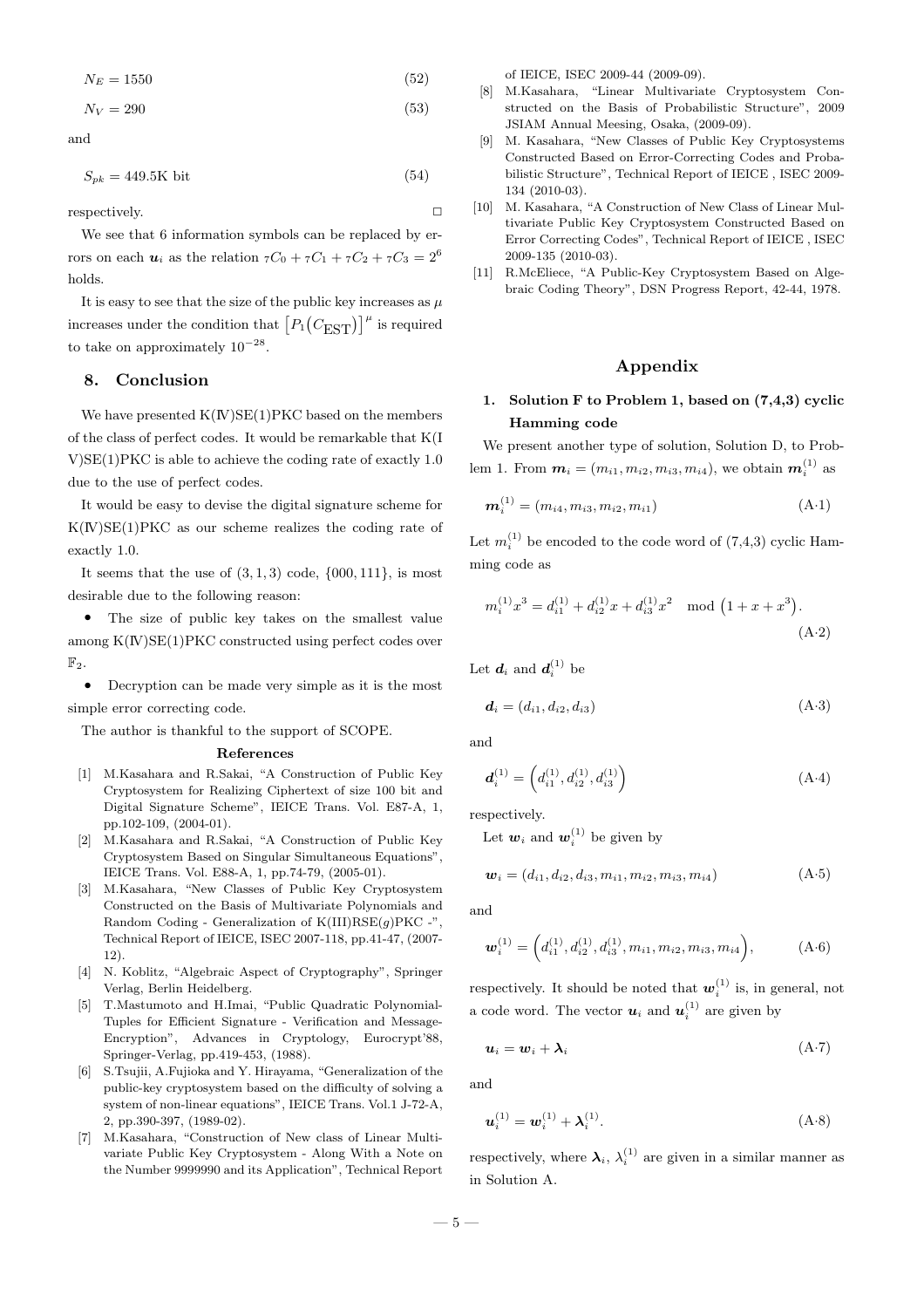$$N_E = 1550 \tag{52}$$

$$N_V = 290 \tag{53}$$

and

$$S_{pk} = 449.5\text{K bit} \tag{54}$$

respectively. □

We see that 6 information symbols can be replaced by errors on each $\boldsymbol{u}_i$ as the relation ${}_7C_0 + {}_7C_1 + {}_7C_2 + {}_7C_3 = 2^6$ holds.

It is easy to see that the size of the public key increases as $\mu$ increases under the condition that $\left[P_1(C_{\text{EST}})\right]^\mu$ is required to take on approximately $10^{-28}$.

## 8. Conclusion

We have presented K(Ⅳ)SE(1)PKC based on the members of the class of perfect codes. It would be remarkable that K(IV)SE(1)PKC is able to achieve the coding rate of exactly 1.0 due to the use of perfect codes.

It would be easy to devise the digital signature scheme for K(Ⅳ)SE(1)PKC as our scheme realizes the coding rate of exactly 1.0.

It seems that the use of $(3, 1, 3)$ code, $\{000, 111\}$, is most desirable due to the following reason:

- The size of public key takes on the smallest value among K(Ⅳ)SE(1)PKC constructed using perfect codes over $\mathbb{F}_2$.
- Decryption can be made very simple as it is the most simple error correcting code.

The author is thankful to the support of SCOPE.

### References

[1] M.Kasahara and R.Sakai, "A Construction of Public Key Cryptosystem for Realizing Ciphertext of size 100 bit and Digital Signature Scheme", IEICE Trans. Vol. E87-A, 1, pp.102-109, (2004-01).

[2] M.Kasahara and R.Sakai, "A Construction of Public Key Cryptosystem Based on Singular Simultaneous Equations", IEICE Trans. Vol. E88-A, 1, pp.74-79, (2005-01).

[3] M.Kasahara, "New Classes of Public Key Cryptosystem Constructed on the Basis of Multivariate Polynomials and Random Coding - Generalization of K(III)RSE(g)PKC -", Technical Report of IEICE, ISEC 2007-118, pp.41-47, (2007-12).

[4] N. Koblitz, "Algebraic Aspect of Cryptography", Springer Verlag, Berlin Heidelberg.

[5] T.Mastumoto and H.Imai, "Public Quadratic Polynomial-Tuples for Efficient Signature - Verification and Message-Encryption", Advances in Cryptology, Eurocrypt'88, Springer-Verlag, pp.419-453, (1988).

[6] S.Tsujii, A.Fujioka and Y. Hirayama, "Generalization of the public-key cryptosystem based on the difficulty of solving a system of non-linear equations", IEICE Trans. Vol.1 J-72-A, 2, pp.390-397, (1989-02).

[7] M.Kasahara, "Construction of New class of Linear Multivariate Public Key Cryptosystem - Along With a Note on the Number 9999990 and its Application", Technical Report of IEICE, ISEC 2009-44 (2009-09).

[8] M.Kasahara, "Linear Multivariate Cryptosystem Constructed on the Basis of Probabilistic Structure", 2009 JSIAM Annual Meesing, Osaka, (2009-09).

[9] M. Kasahara, "New Classes of Public Key Cryptosystems Constructed Based on Error-Correcting Codes and Probabilistic Structure", Technical Report of IEICE , ISEC 2009-134 (2010-03).

[10] M. Kasahara, "A Construction of New Class of Linear Multivariate Public Key Cryptosystem Constructed Based on Error Correcting Codes", Technical Report of IEICE , ISEC 2009-135 (2010-03).

[11] R.McEliece, "A Public-Key Cryptosystem Based on Algebraic Coding Theory", DSN Progress Report, 42-44, 1978.

## Appendix

### 1. Solution F to Problem 1, based on (7,4,3) cyclic Hamming code

We present another type of solution, Solution D, to Problem 1. From $\boldsymbol{m}_i = (m_{i1}, m_{i2}, m_{i3}, m_{i4})$, we obtain $\boldsymbol{m}_i^{(1)}$ as

$$\boldsymbol{m}_i^{(1)} = (m_{i4}, m_{i3}, m_{i2}, m_{i1}) \tag{A·1}$$

Let $m_i^{(1)}$ be encoded to the code word of (7,4,3) cyclic Hamming code as

$$m_i^{(1)} x^3 = d_{i1}^{(1)} + d_{i2}^{(1)} x + d_{i3}^{(1)} x^2 \mod \left(1 + x + x^3\right). \tag{A·2}$$

Let $\boldsymbol{d}_i$ and $\boldsymbol{d}_i^{(1)}$ be

$$\boldsymbol{d}_i = (d_{i1}, d_{i2}, d_{i3}) \tag{A·3}$$

and

$$\boldsymbol{d}_i^{(1)} = \left(d_{i1}^{(1)}, d_{i2}^{(1)}, d_{i3}^{(1)}\right) \tag{A·4}$$

respectively.

Let $\boldsymbol{w}_i$ and $\boldsymbol{w}_i^{(1)}$ be given by

$$\boldsymbol{w}_i = (d_{i1}, d_{i2}, d_{i3}, m_{i1}, m_{i2}, m_{i3}, m_{i4}) \tag{A·5}$$

and

$$\boldsymbol{w}_i^{(1)} = \left(d_{i1}^{(1)}, d_{i2}^{(1)}, d_{i3}^{(1)}, m_{i1}, m_{i2}, m_{i3}, m_{i4}\right), \tag{A·6}$$

respectively. It should be noted that $\boldsymbol{w}_i^{(1)}$ is, in general, not a code word. The vector $\boldsymbol{u}_i$ and $\boldsymbol{u}_i^{(1)}$ are given by

$$\boldsymbol{u}_i = \boldsymbol{w}_i + \boldsymbol{\lambda}_i \tag{A·7}$$

and

$$\boldsymbol{u}_i^{(1)} = \boldsymbol{w}_i^{(1)} + \boldsymbol{\lambda}_i^{(1)}. \tag{A·8}$$

respectively, where $\boldsymbol{\lambda}_i$, $\lambda_i^{(1)}$ are given in a similar manner as in Solution A.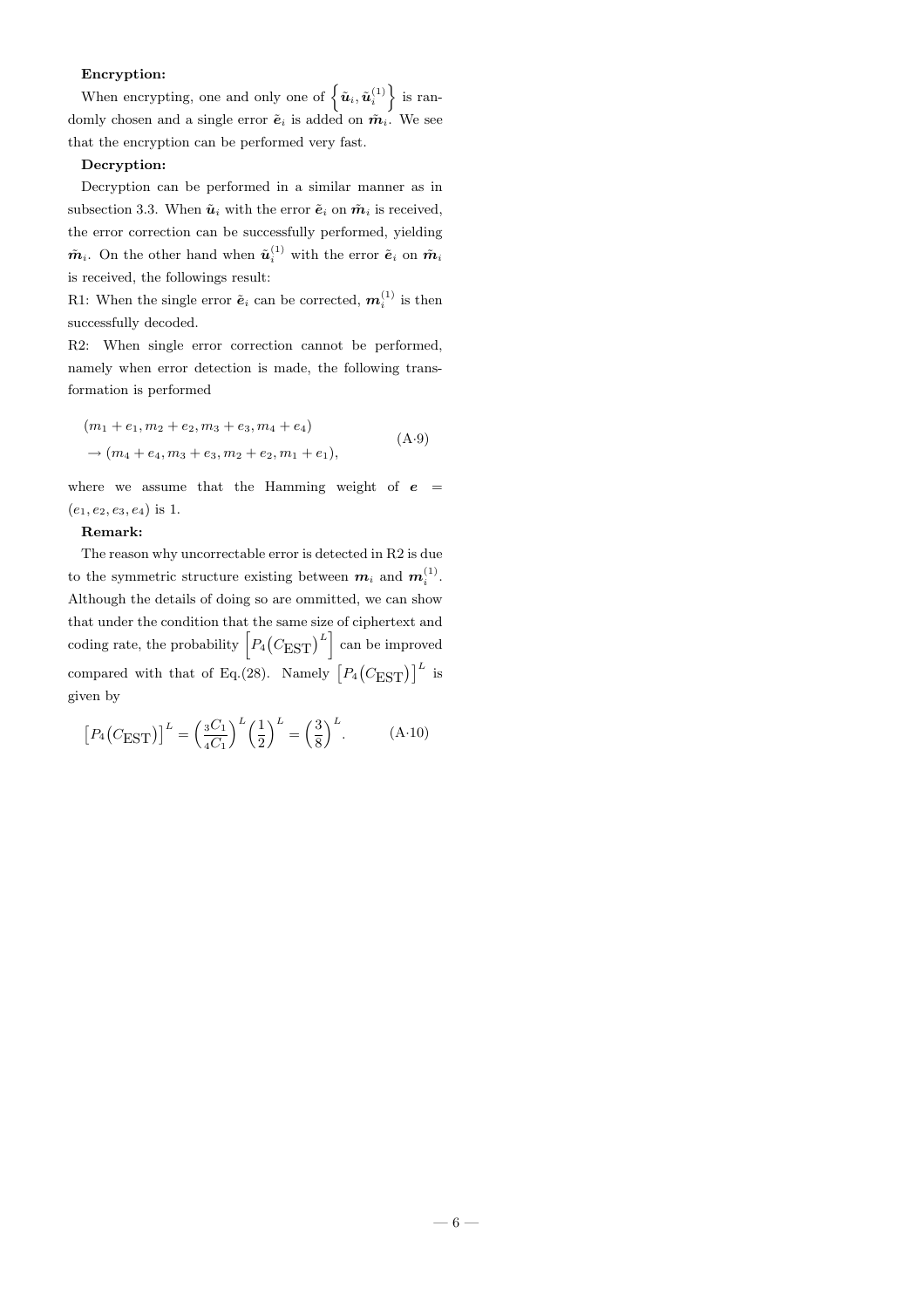**Encryption:**

When encrypting, one and only one of $\left\{\tilde{\boldsymbol{u}}_i, \tilde{\boldsymbol{u}}_i^{(1)}\right\}$ is randomly chosen and a single error $\tilde{\boldsymbol{e}}_i$ is added on $\tilde{\boldsymbol{m}}_i$. We see that the encryption can be performed very fast.

**Decryption:**

Decryption can be performed in a similar manner as in subsection 3.3. When $\tilde{\boldsymbol{u}}_i$ with the error $\tilde{\boldsymbol{e}}_i$ on $\tilde{\boldsymbol{m}}_i$ is received, the error correction can be successfully performed, yielding $\tilde{\boldsymbol{m}}_i$. On the other hand when $\tilde{\boldsymbol{u}}_i^{(1)}$ with the error $\tilde{\boldsymbol{e}}_i$ on $\tilde{\boldsymbol{m}}_i$ is received, the followings result:

R1: When the single error $\tilde{\boldsymbol{e}}_i$ can be corrected, $\boldsymbol{m}_i^{(1)}$ is then successfully decoded.

R2: When single error correction cannot be performed, namely when error detection is made, the following transformation is performed

$$
\begin{aligned}
&(m_1+e_1, m_2+e_2, m_3+e_3, m_4+e_4) \\
&\rightarrow (m_4+e_4, m_3+e_3, m_2+e_2, m_1+e_1),
\end{aligned}
\tag{A·9}
$$

where we assume that the Hamming weight of $\boldsymbol{e} = (e_1, e_2, e_3, e_4)$ is 1.

**Remark:**

The reason why uncorrectable error is detected in R2 is due to the symmetric structure existing between $\boldsymbol{m}_i$ and $\boldsymbol{m}_i^{(1)}$. Although the details of doing so are ommitted, we can show that under the condition that the same size of ciphertext and coding rate, the probability $\left[P_4\left(C_{\mathrm{EST}}\right)^L\right]$ can be improved compared with that of Eq.(28). Namely $\left[P_4\left(C_{\mathrm{EST}}\right)\right]^L$ is given by

$$
\left[P_4\left(C_{\mathrm{EST}}\right)\right]^L = \left(\frac{{}_3C_1}{{}_4C_1}\right)^L \left(\frac{1}{2}\right)^L = \left(\frac{3}{8}\right)^L. \tag{A·10}
$$